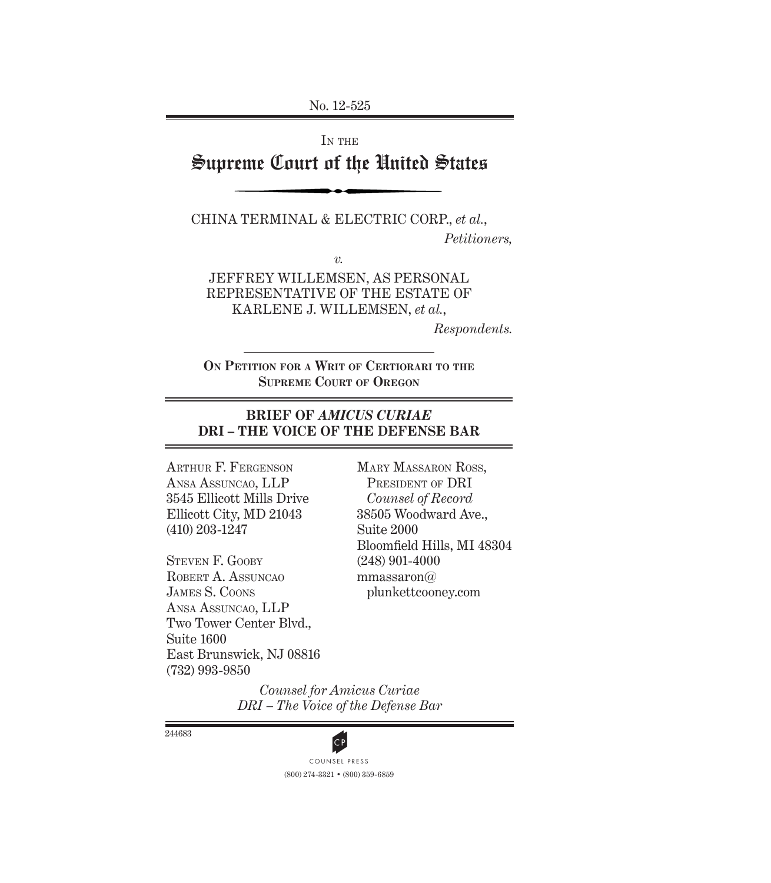No. 12-525

IN THE

# Supreme Court of the United States

CHINA TERMINAL & ELECTRIC CORP., *et al.*,

*Petitioners,*

*v.*

JEFFREY WILLEMSEN, AS PERSONAL REPRESENTATIVE OF THE ESTATE OF KARLENE J. WILLEMSEN, *et al.*,

*Respondents.*

**ON PETITION FOR A WRIT OF CERTIORARI TO THE SUPREME COURT OF OREGON**

## BRIEF OF *AMICUS CURIAE* DRI – THE VOICE OF THE DEFENSE BAR

MARY MASSARON ROSS,
PRESIDENT OF DRI
*Counsel of Record*
38505 Woodward Ave.,
Suite 2000
Bloomfield Hills, MI 48304
(248) 901-4000
mmassaron@plunkettcooney.com

ARTHUR F. FERGENSON
ANSA ASSUNCAO, LLP
3545 Ellicott Mills Drive
Ellicott City, MD 21043
(410) 203-1247

STEVEN F. GOOBY
ROBERT A. ASSUNCAO
JAMES S. COONS
ANSA ASSUNCAO, LLP
Two Tower Center Blvd.,
Suite 1600
East Brunswick, NJ 08816
(732) 993-9850

*Counsel for Amicus Curiae*
*DRI – The Voice of the Defense Bar*

244683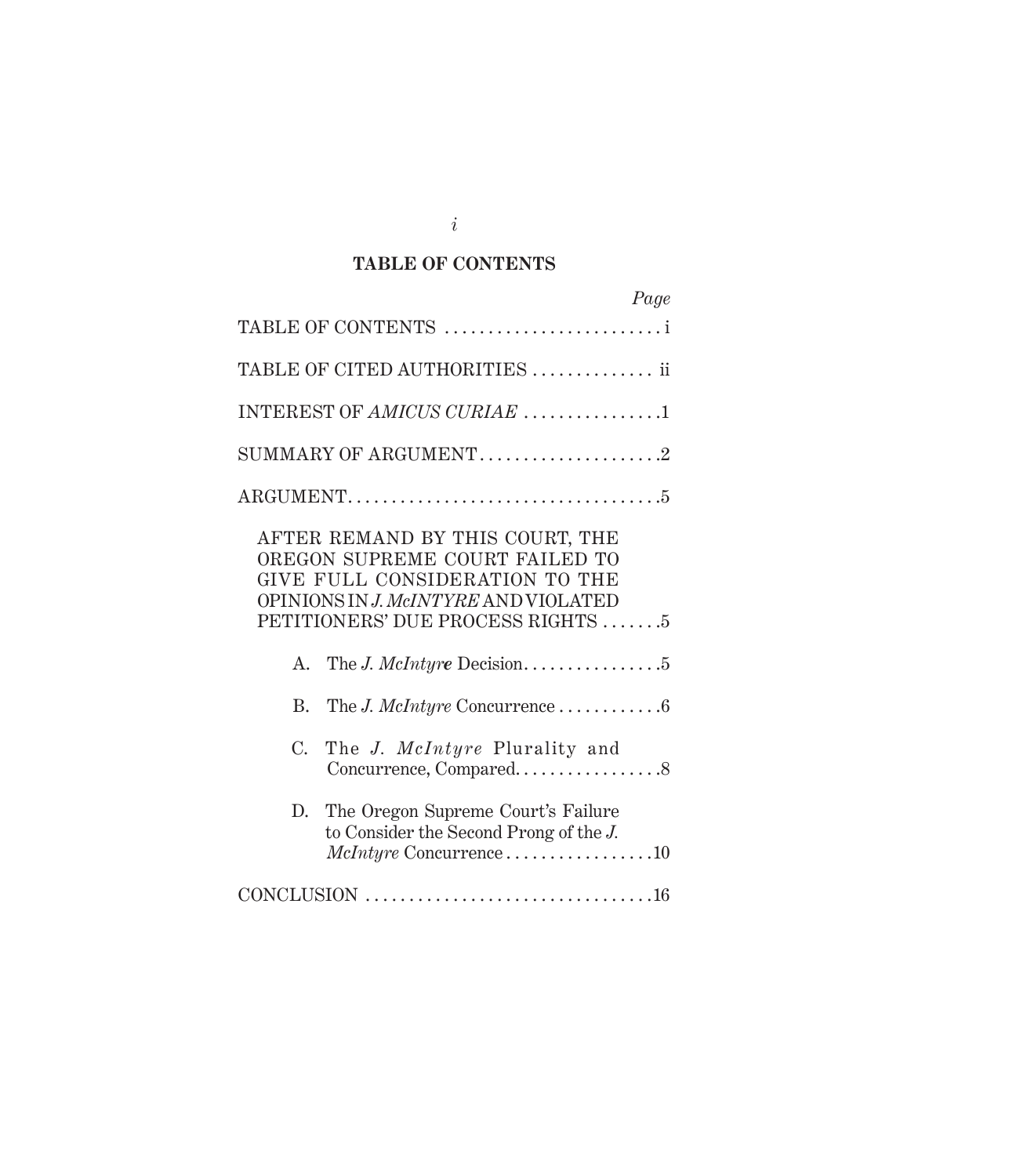## TABLE OF CONTENTS

| | Page |
|---|---|
| TABLE OF CONTENTS | i |
| TABLE OF CITED AUTHORITIES | ii |
| INTEREST OF *AMICUS CURIAE* | 1 |
| SUMMARY OF ARGUMENT | 2 |
| ARGUMENT | 5 |
| AFTER REMAND BY THIS COURT, THE OREGON SUPREME COURT FAILED TO GIVE FULL CONSIDERATION TO THE OPINIONS IN *J. McINTYRE* AND VIOLATED PETITIONERS' DUE PROCESS RIGHTS | 5 |
| A. The *J. McIntyre* Decision | 5 |
| B. The *J. McIntyre* Concurrence | 6 |
| C. The *J. McIntyre* Plurality and Concurrence, Compared | 8 |
| D. The Oregon Supreme Court's Failure to Consider the Second Prong of the *J. McIntyre* Concurrence | 10 |
| CONCLUSION | 16 |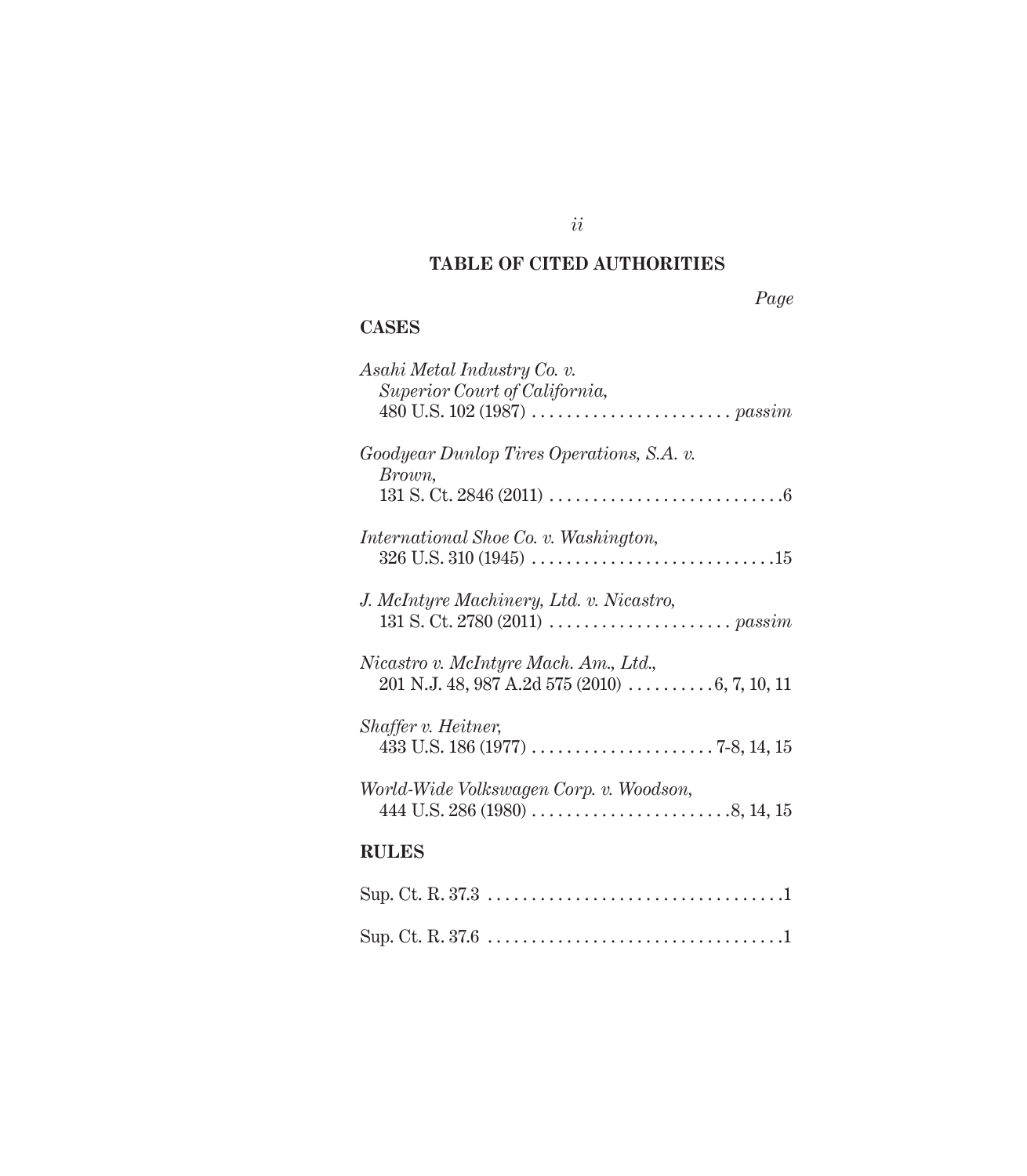## TABLE OF CITED AUTHORITIES

*Page*

### CASES

*Asahi Metal Industry Co. v. Superior Court of California*, 480 U.S. 102 (1987) . . . . . . . . . . . . . . . . . . . . . . . *passim*

*Goodyear Dunlop Tires Operations, S.A. v. Brown*, 131 S. Ct. 2846 (2011) . . . . . . . . . . . . . . . . . . . . . . . . . . .6

*International Shoe Co. v. Washington*, 326 U.S. 310 (1945) . . . . . . . . . . . . . . . . . . . . . . . . . . . .15

*J. McIntyre Machinery, Ltd. v. Nicastro*, 131 S. Ct. 2780 (2011) . . . . . . . . . . . . . . . . . . . . . *passim*

*Nicastro v. McIntyre Mach. Am., Ltd.*, 201 N.J. 48, 987 A.2d 575 (2010) . . . . . . . . . .6, 7, 10, 11

*Shaffer v. Heitner*, 433 U.S. 186 (1977) . . . . . . . . . . . . . . . . . . . . . 7-8, 14, 15

*World-Wide Volkswagen Corp. v. Woodson*, 444 U.S. 286 (1980) . . . . . . . . . . . . . . . . . . . . . . .8, 14, 15

### RULES

Sup. Ct. R. 37.3 . . . . . . . . . . . . . . . . . . . . . . . . . . . . . . . . . .1

Sup. Ct. R. 37.6 . . . . . . . . . . . . . . . . . . . . . . . . . . . . . . . . . .1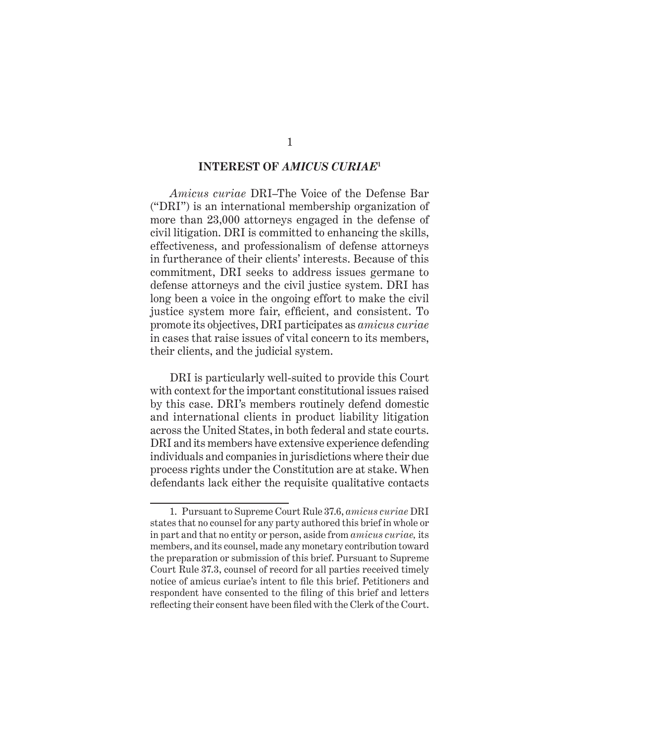## INTEREST OF *AMICUS CURIAE*[1]

*Amicus curiae* DRI–The Voice of the Defense Bar ("DRI") is an international membership organization of more than 23,000 attorneys engaged in the defense of civil litigation. DRI is committed to enhancing the skills, effectiveness, and professionalism of defense attorneys in furtherance of their clients' interests. Because of this commitment, DRI seeks to address issues germane to defense attorneys and the civil justice system. DRI has long been a voice in the ongoing effort to make the civil justice system more fair, efficient, and consistent. To promote its objectives, DRI participates as *amicus curiae* in cases that raise issues of vital concern to its members, their clients, and the judicial system.

DRI is particularly well-suited to provide this Court with context for the important constitutional issues raised by this case. DRI's members routinely defend domestic and international clients in product liability litigation across the United States, in both federal and state courts. DRI and its members have extensive experience defending individuals and companies in jurisdictions where their due process rights under the Constitution are at stake. When defendants lack either the requisite qualitative contacts

---

1. Pursuant to Supreme Court Rule 37.6, *amicus curiae* DRI states that no counsel for any party authored this brief in whole or in part and that no entity or person, aside from *amicus curiae,* its members, and its counsel, made any monetary contribution toward the preparation or submission of this brief. Pursuant to Supreme Court Rule 37.3, counsel of record for all parties received timely notice of amicus curiae's intent to file this brief. Petitioners and respondent have consented to the filing of this brief and letters reflecting their consent have been filed with the Clerk of the Court.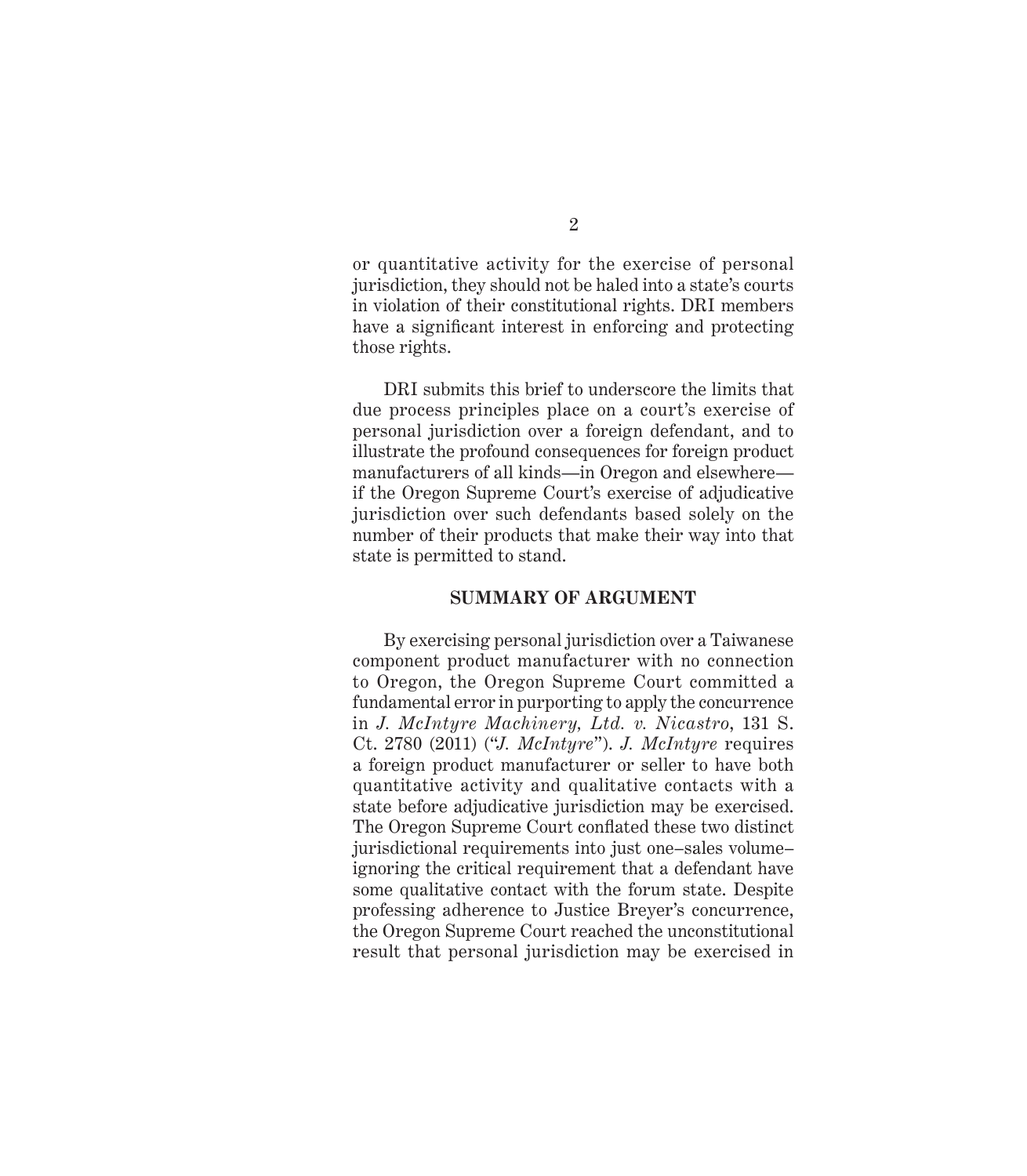or quantitative activity for the exercise of personal jurisdiction, they should not be haled into a state's courts in violation of their constitutional rights. DRI members have a significant interest in enforcing and protecting those rights.

DRI submits this brief to underscore the limits that due process principles place on a court's exercise of personal jurisdiction over a foreign defendant, and to illustrate the profound consequences for foreign product manufacturers of all kinds—in Oregon and elsewhere—if the Oregon Supreme Court's exercise of adjudicative jurisdiction over such defendants based solely on the number of their products that make their way into that state is permitted to stand.

## SUMMARY OF ARGUMENT

By exercising personal jurisdiction over a Taiwanese component product manufacturer with no connection to Oregon, the Oregon Supreme Court committed a fundamental error in purporting to apply the concurrence in *J. McIntyre Machinery, Ltd. v. Nicastro*, 131 S. Ct. 2780 (2011) ("*J. McIntyre*"). *J. McIntyre* requires a foreign product manufacturer or seller to have both quantitative activity and qualitative contacts with a state before adjudicative jurisdiction may be exercised. The Oregon Supreme Court conflated these two distinct jurisdictional requirements into just one–sales volume–ignoring the critical requirement that a defendant have some qualitative contact with the forum state. Despite professing adherence to Justice Breyer's concurrence, the Oregon Supreme Court reached the unconstitutional result that personal jurisdiction may be exercised in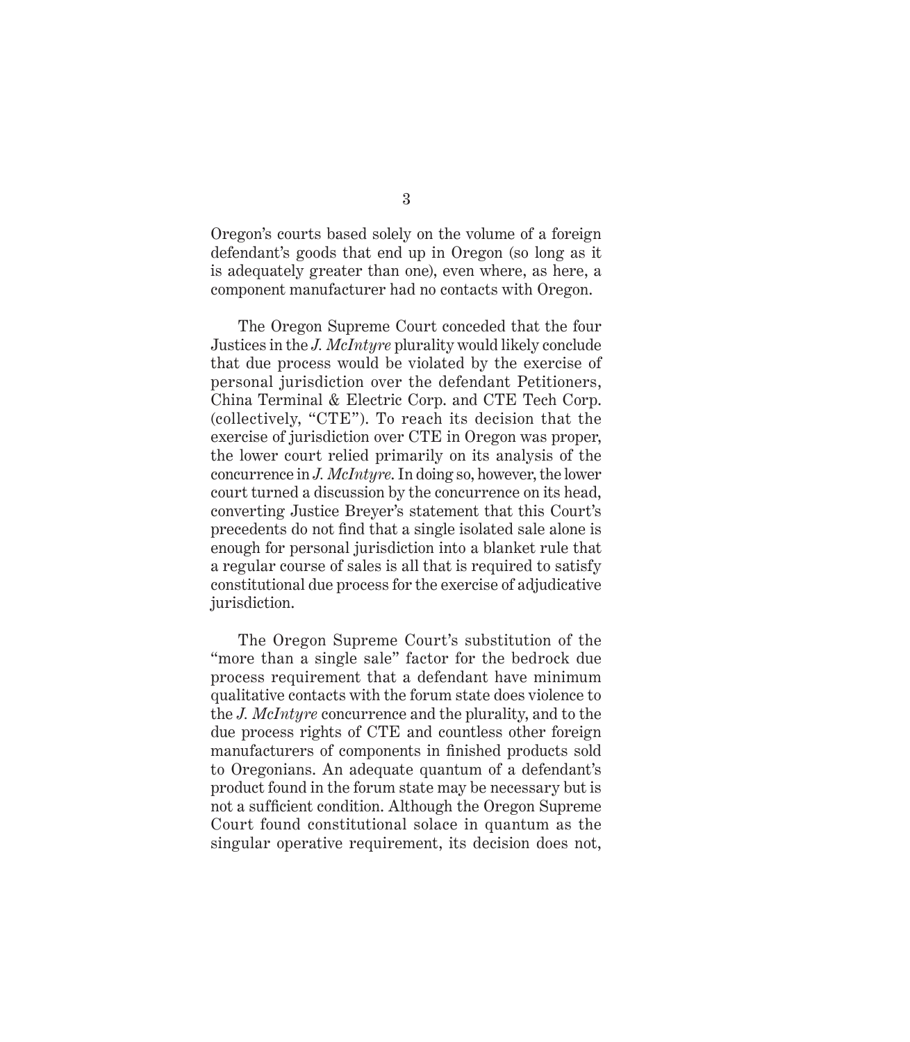Oregon's courts based solely on the volume of a foreign defendant's goods that end up in Oregon (so long as it is adequately greater than one), even where, as here, a component manufacturer had no contacts with Oregon.

The Oregon Supreme Court conceded that the four Justices in the *J. McIntyre* plurality would likely conclude that due process would be violated by the exercise of personal jurisdiction over the defendant Petitioners, China Terminal & Electric Corp. and CTE Tech Corp. (collectively, "CTE"). To reach its decision that the exercise of jurisdiction over CTE in Oregon was proper, the lower court relied primarily on its analysis of the concurrence in *J. McIntyre*. In doing so, however, the lower court turned a discussion by the concurrence on its head, converting Justice Breyer's statement that this Court's precedents do not find that a single isolated sale alone is enough for personal jurisdiction into a blanket rule that a regular course of sales is all that is required to satisfy constitutional due process for the exercise of adjudicative jurisdiction.

The Oregon Supreme Court's substitution of the "more than a single sale" factor for the bedrock due process requirement that a defendant have minimum qualitative contacts with the forum state does violence to the *J. McIntyre* concurrence and the plurality, and to the due process rights of CTE and countless other foreign manufacturers of components in finished products sold to Oregonians. An adequate quantum of a defendant's product found in the forum state may be necessary but is not a sufficient condition. Although the Oregon Supreme Court found constitutional solace in quantum as the singular operative requirement, its decision does not,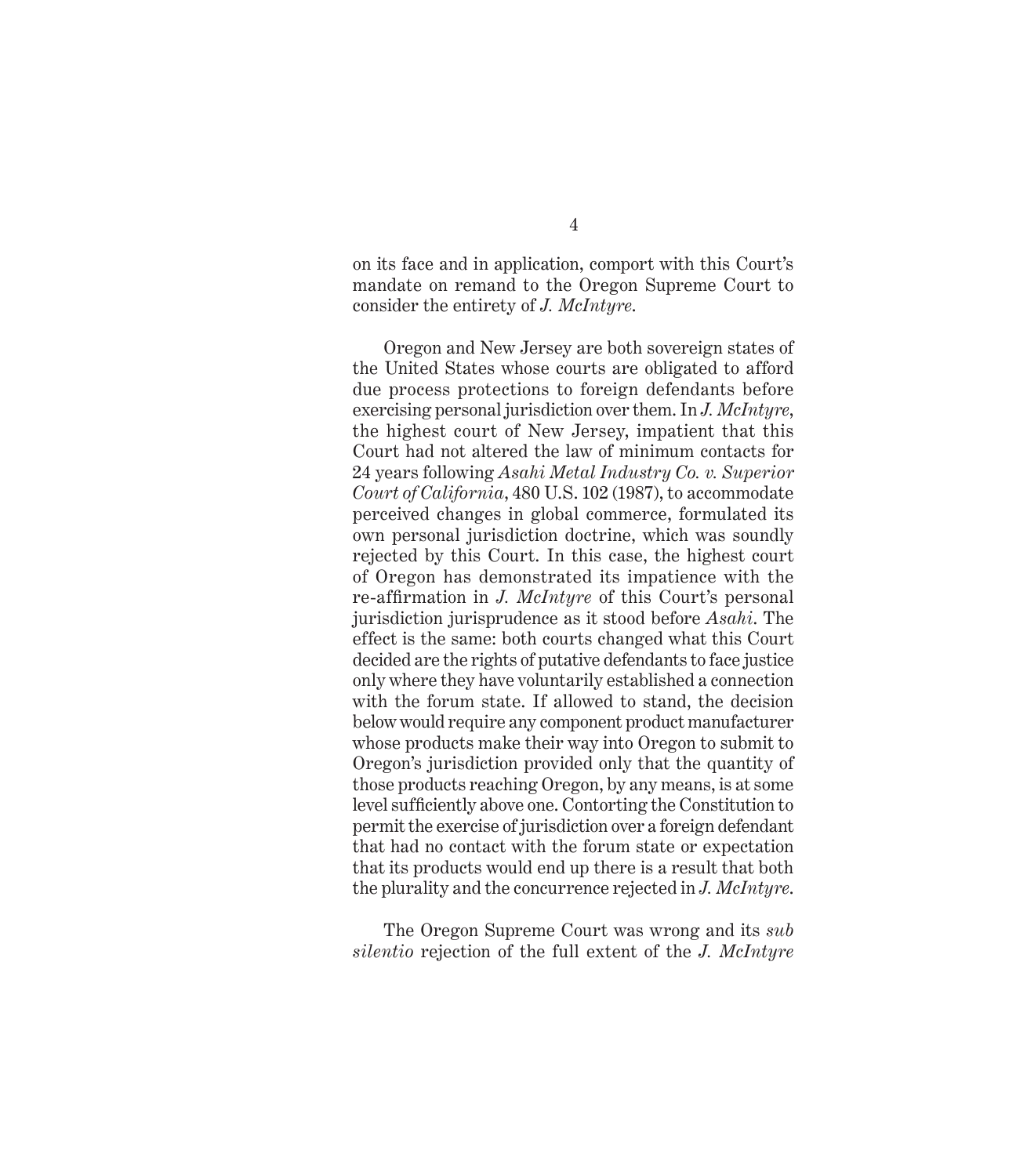on its face and in application, comport with this Court's mandate on remand to the Oregon Supreme Court to consider the entirety of *J. McIntyre*.

Oregon and New Jersey are both sovereign states of the United States whose courts are obligated to afford due process protections to foreign defendants before exercising personal jurisdiction over them. In *J. McIntyre*, the highest court of New Jersey, impatient that this Court had not altered the law of minimum contacts for 24 years following *Asahi Metal Industry Co. v. Superior Court of California*, 480 U.S. 102 (1987), to accommodate perceived changes in global commerce, formulated its own personal jurisdiction doctrine, which was soundly rejected by this Court. In this case, the highest court of Oregon has demonstrated its impatience with the re-affirmation in *J. McIntyre* of this Court's personal jurisdiction jurisprudence as it stood before *Asahi*. The effect is the same: both courts changed what this Court decided are the rights of putative defendants to face justice only where they have voluntarily established a connection with the forum state. If allowed to stand, the decision below would require any component product manufacturer whose products make their way into Oregon to submit to Oregon's jurisdiction provided only that the quantity of those products reaching Oregon, by any means, is at some level sufficiently above one. Contorting the Constitution to permit the exercise of jurisdiction over a foreign defendant that had no contact with the forum state or expectation that its products would end up there is a result that both the plurality and the concurrence rejected in *J. McIntyre*.

The Oregon Supreme Court was wrong and its *sub silentio* rejection of the full extent of the *J. McIntyre*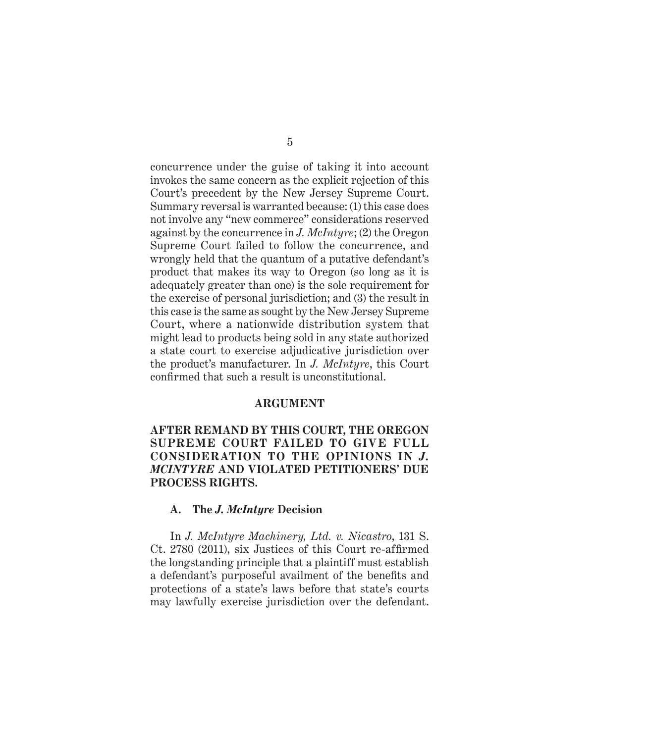concurrence under the guise of taking it into account invokes the same concern as the explicit rejection of this Court's precedent by the New Jersey Supreme Court. Summary reversal is warranted because: (1) this case does not involve any "new commerce" considerations reserved against by the concurrence in *J. McIntyre*; (2) the Oregon Supreme Court failed to follow the concurrence, and wrongly held that the quantum of a putative defendant's product that makes its way to Oregon (so long as it is adequately greater than one) is the sole requirement for the exercise of personal jurisdiction; and (3) the result in this case is the same as sought by the New Jersey Supreme Court, where a nationwide distribution system that might lead to products being sold in any state authorized a state court to exercise adjudicative jurisdiction over the product's manufacturer. In *J. McIntyre*, this Court confirmed that such a result is unconstitutional.

## ARGUMENT

### AFTER REMAND BY THIS COURT, THE OREGON SUPREME COURT FAILED TO GIVE FULL CONSIDERATION TO THE OPINIONS IN *J. MCINTYRE* AND VIOLATED PETITIONERS' DUE PROCESS RIGHTS.

#### A. The *J. McIntyre* Decision

In *J. McIntyre Machinery, Ltd. v. Nicastro*, 131 S. Ct. 2780 (2011), six Justices of this Court re-affirmed the longstanding principle that a plaintiff must establish a defendant's purposeful availment of the benefits and protections of a state's laws before that state's courts may lawfully exercise jurisdiction over the defendant.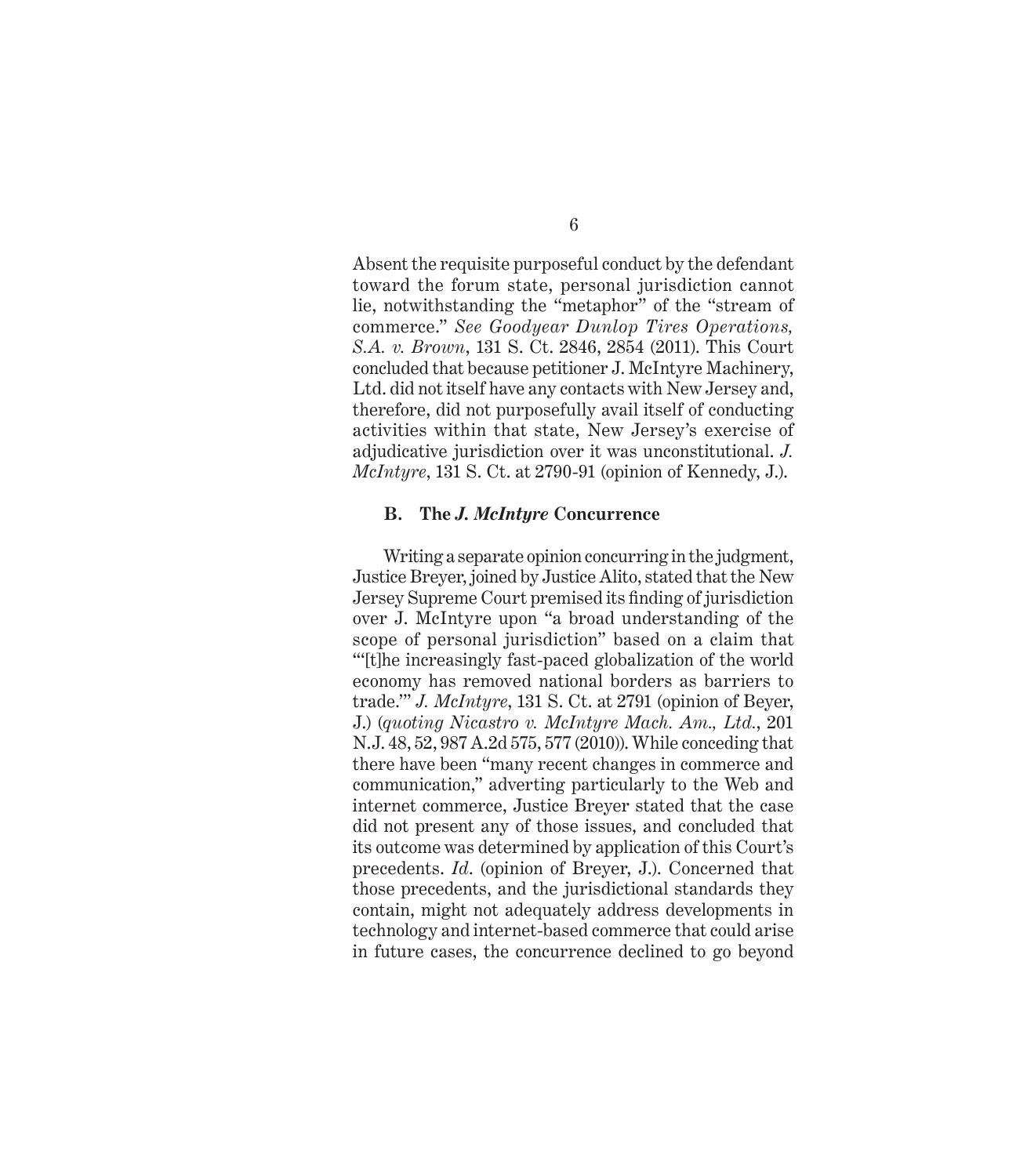Absent the requisite purposeful conduct by the defendant toward the forum state, personal jurisdiction cannot lie, notwithstanding the "metaphor" of the "stream of commerce." *See Goodyear Dunlop Tires Operations, S.A. v. Brown*, 131 S. Ct. 2846, 2854 (2011). This Court concluded that because petitioner J. McIntyre Machinery, Ltd. did not itself have any contacts with New Jersey and, therefore, did not purposefully avail itself of conducting activities within that state, New Jersey's exercise of adjudicative jurisdiction over it was unconstitutional. *J. McIntyre*, 131 S. Ct. at 2790-91 (opinion of Kennedy, J.).

### B. The *J. McIntyre* Concurrence

Writing a separate opinion concurring in the judgment, Justice Breyer, joined by Justice Alito, stated that the New Jersey Supreme Court premised its finding of jurisdiction over J. McIntyre upon "a broad understanding of the scope of personal jurisdiction" based on a claim that "'[t]he increasingly fast-paced globalization of the world economy has removed national borders as barriers to trade.'" *J. McIntyre*, 131 S. Ct. at 2791 (opinion of Beyer, J.) (*quoting Nicastro v. McIntyre Mach. Am., Ltd.*, 201 N.J. 48, 52, 987 A.2d 575, 577 (2010)). While conceding that there have been "many recent changes in commerce and communication," adverting particularly to the Web and internet commerce, Justice Breyer stated that the case did not present any of those issues, and concluded that its outcome was determined by application of this Court's precedents. *Id*. (opinion of Breyer, J.). Concerned that those precedents, and the jurisdictional standards they contain, might not adequately address developments in technology and internet-based commerce that could arise in future cases, the concurrence declined to go beyond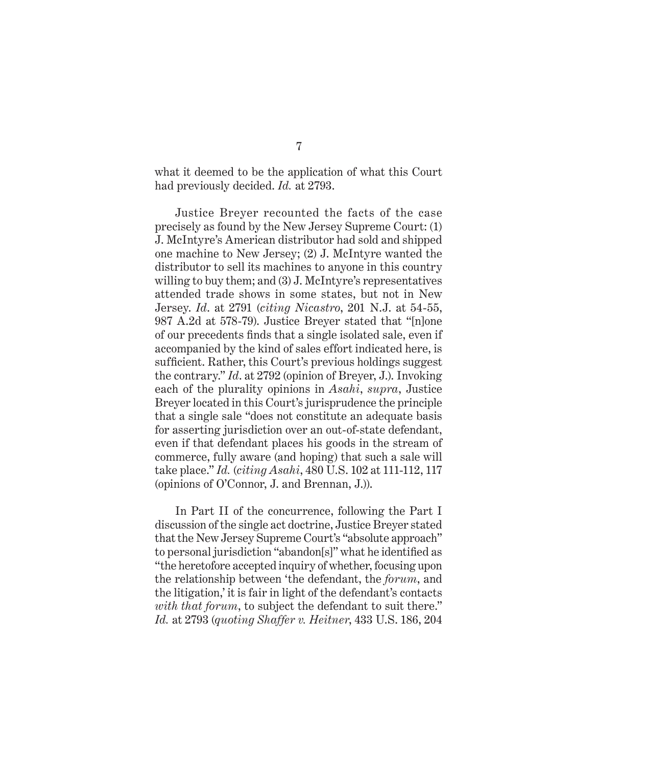what it deemed to be the application of what this Court had previously decided. *Id.* at 2793.

Justice Breyer recounted the facts of the case precisely as found by the New Jersey Supreme Court: (1) J. McIntyre's American distributor had sold and shipped one machine to New Jersey; (2) J. McIntyre wanted the distributor to sell its machines to anyone in this country willing to buy them; and (3) J. McIntyre's representatives attended trade shows in some states, but not in New Jersey. *Id*. at 2791 (*citing Nicastro*, 201 N.J. at 54-55, 987 A.2d at 578-79). Justice Breyer stated that "[n]one of our precedents finds that a single isolated sale, even if accompanied by the kind of sales effort indicated here, is sufficient. Rather, this Court's previous holdings suggest the contrary." *Id*. at 2792 (opinion of Breyer, J.). Invoking each of the plurality opinions in *Asahi*, *supra*, Justice Breyer located in this Court's jurisprudence the principle that a single sale "does not constitute an adequate basis for asserting jurisdiction over an out-of-state defendant, even if that defendant places his goods in the stream of commerce, fully aware (and hoping) that such a sale will take place." *Id.* (*citing Asahi*, 480 U.S. 102 at 111-112, 117 (opinions of O'Connor, J. and Brennan, J.)).

In Part II of the concurrence, following the Part I discussion of the single act doctrine, Justice Breyer stated that the New Jersey Supreme Court's "absolute approach" to personal jurisdiction "abandon[s]" what he identified as "the heretofore accepted inquiry of whether, focusing upon the relationship between 'the defendant, the *forum*, and the litigation,' it is fair in light of the defendant's contacts *with that forum*, to subject the defendant to suit there." *Id.* at 2793 (*quoting Shaffer v. Heitner*, 433 U.S. 186, 204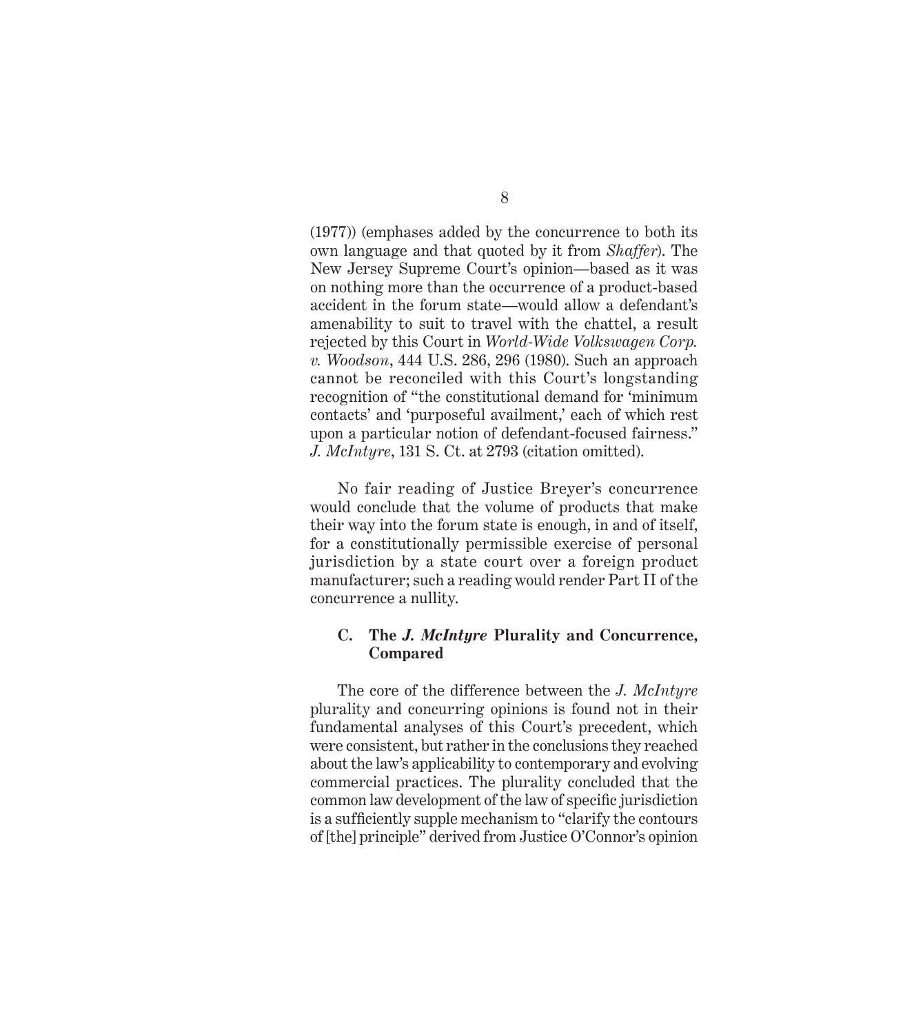(1977)) (emphases added by the concurrence to both its own language and that quoted by it from *Shaffer*). The New Jersey Supreme Court's opinion—based as it was on nothing more than the occurrence of a product-based accident in the forum state—would allow a defendant's amenability to suit to travel with the chattel, a result rejected by this Court in *World-Wide Volkswagen Corp. v. Woodson*, 444 U.S. 286, 296 (1980). Such an approach cannot be reconciled with this Court's longstanding recognition of "the constitutional demand for 'minimum contacts' and 'purposeful availment,' each of which rest upon a particular notion of defendant-focused fairness." *J. McIntyre*, 131 S. Ct. at 2793 (citation omitted).

No fair reading of Justice Breyer's concurrence would conclude that the volume of products that make their way into the forum state is enough, in and of itself, for a constitutionally permissible exercise of personal jurisdiction by a state court over a foreign product manufacturer; such a reading would render Part II of the concurrence a nullity.

### C. The *J. McIntyre* Plurality and Concurrence, Compared

The core of the difference between the *J. McIntyre* plurality and concurring opinions is found not in their fundamental analyses of this Court's precedent, which were consistent, but rather in the conclusions they reached about the law's applicability to contemporary and evolving commercial practices. The plurality concluded that the common law development of the law of specific jurisdiction is a sufficiently supple mechanism to "clarify the contours of [the] principle" derived from Justice O'Connor's opinion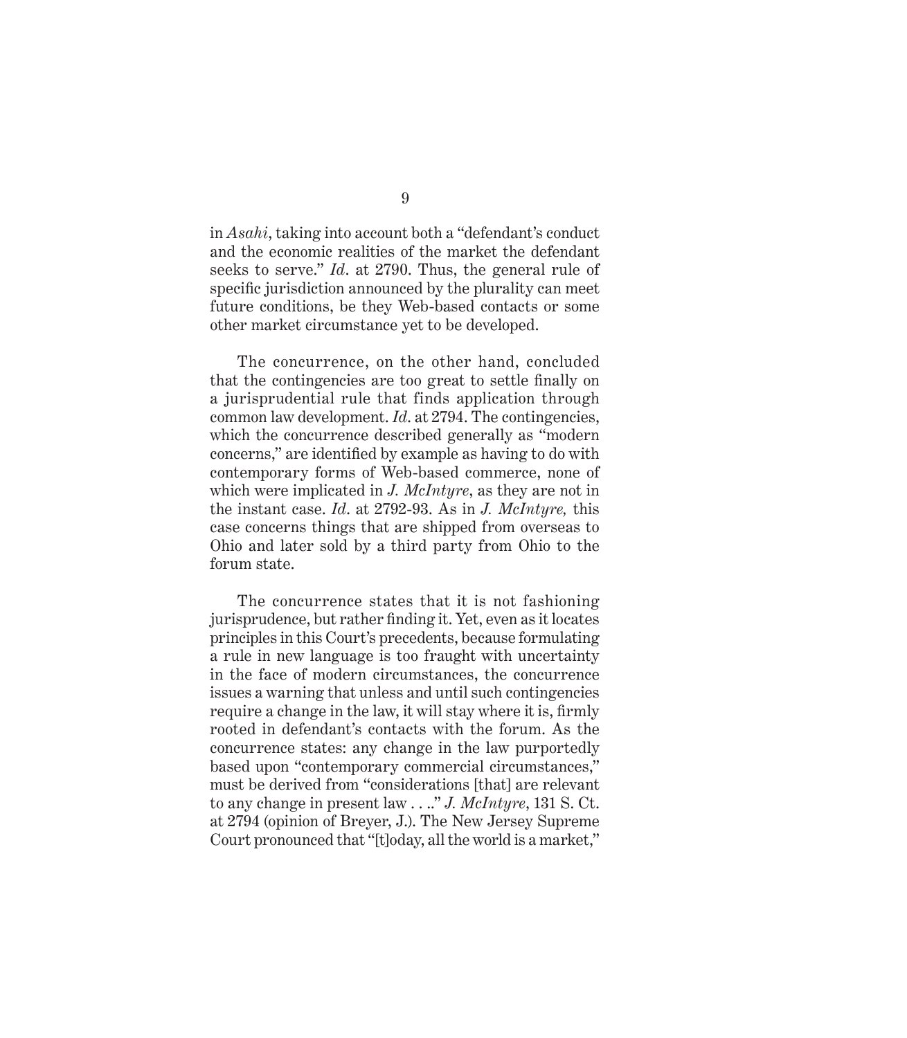in *Asahi*, taking into account both a "defendant's conduct and the economic realities of the market the defendant seeks to serve." *Id*. at 2790. Thus, the general rule of specific jurisdiction announced by the plurality can meet future conditions, be they Web-based contacts or some other market circumstance yet to be developed.

The concurrence, on the other hand, concluded that the contingencies are too great to settle finally on a jurisprudential rule that finds application through common law development. *Id*. at 2794. The contingencies, which the concurrence described generally as "modern concerns," are identified by example as having to do with contemporary forms of Web-based commerce, none of which were implicated in *J. McIntyre*, as they are not in the instant case. *Id*. at 2792-93. As in *J. McIntyre,* this case concerns things that are shipped from overseas to Ohio and later sold by a third party from Ohio to the forum state.

The concurrence states that it is not fashioning jurisprudence, but rather finding it. Yet, even as it locates principles in this Court's precedents, because formulating a rule in new language is too fraught with uncertainty in the face of modern circumstances, the concurrence issues a warning that unless and until such contingencies require a change in the law, it will stay where it is, firmly rooted in defendant's contacts with the forum. As the concurrence states: any change in the law purportedly based upon "contemporary commercial circumstances," must be derived from "considerations [that] are relevant to any change in present law . . .." *J. McIntyre*, 131 S. Ct. at 2794 (opinion of Breyer, J.). The New Jersey Supreme Court pronounced that "[t]oday, all the world is a market,"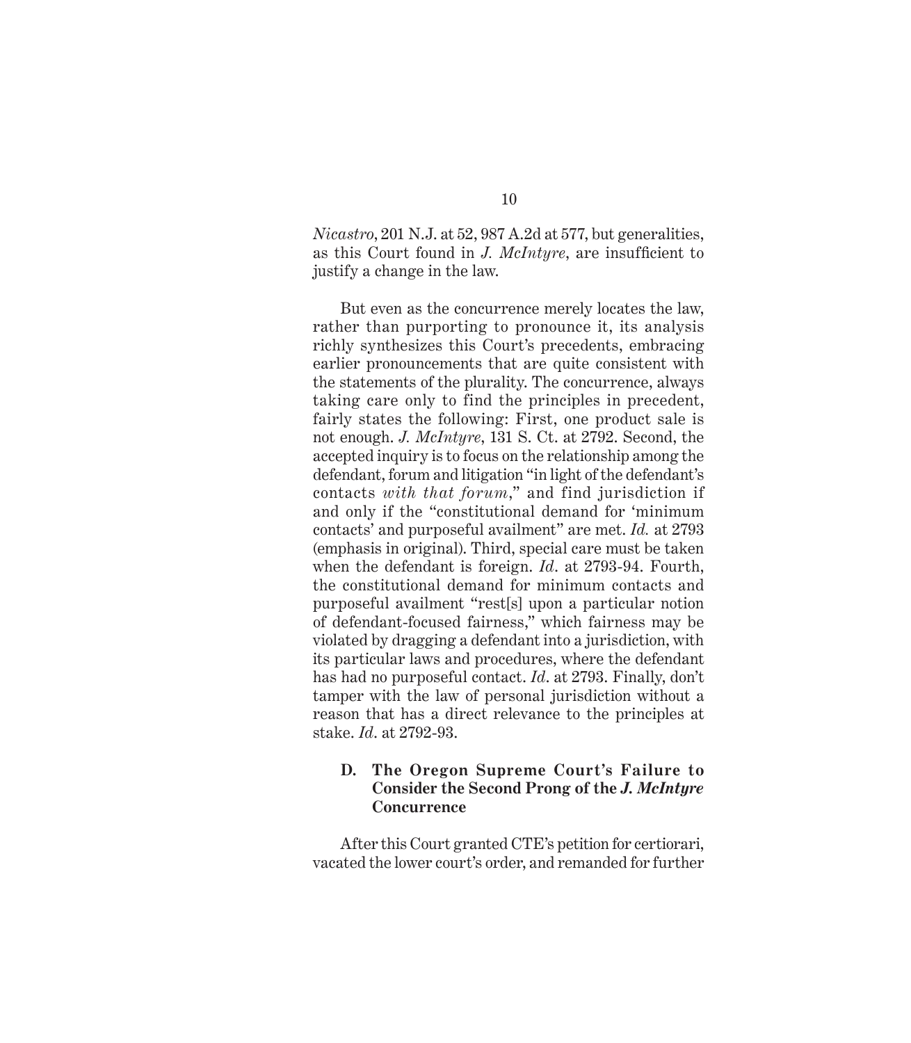*Nicastro*, 201 N.J. at 52, 987 A.2d at 577, but generalities, as this Court found in *J. McIntyre*, are insufficient to justify a change in the law.

But even as the concurrence merely locates the law, rather than purporting to pronounce it, its analysis richly synthesizes this Court's precedents, embracing earlier pronouncements that are quite consistent with the statements of the plurality. The concurrence, always taking care only to find the principles in precedent, fairly states the following: First, one product sale is not enough. *J. McIntyre*, 131 S. Ct. at 2792. Second, the accepted inquiry is to focus on the relationship among the defendant, forum and litigation "in light of the defendant's contacts *with that forum*," and find jurisdiction if and only if the "constitutional demand for 'minimum contacts' and purposeful availment" are met. *Id.* at 2793 (emphasis in original). Third, special care must be taken when the defendant is foreign. *Id*. at 2793-94. Fourth, the constitutional demand for minimum contacts and purposeful availment "rest[s] upon a particular notion of defendant-focused fairness," which fairness may be violated by dragging a defendant into a jurisdiction, with its particular laws and procedures, where the defendant has had no purposeful contact. *Id*. at 2793. Finally, don't tamper with the law of personal jurisdiction without a reason that has a direct relevance to the principles at stake. *Id*. at 2792-93.

### D. The Oregon Supreme Court's Failure to Consider the Second Prong of the *J. McIntyre* Concurrence

After this Court granted CTE's petition for certiorari, vacated the lower court's order, and remanded for further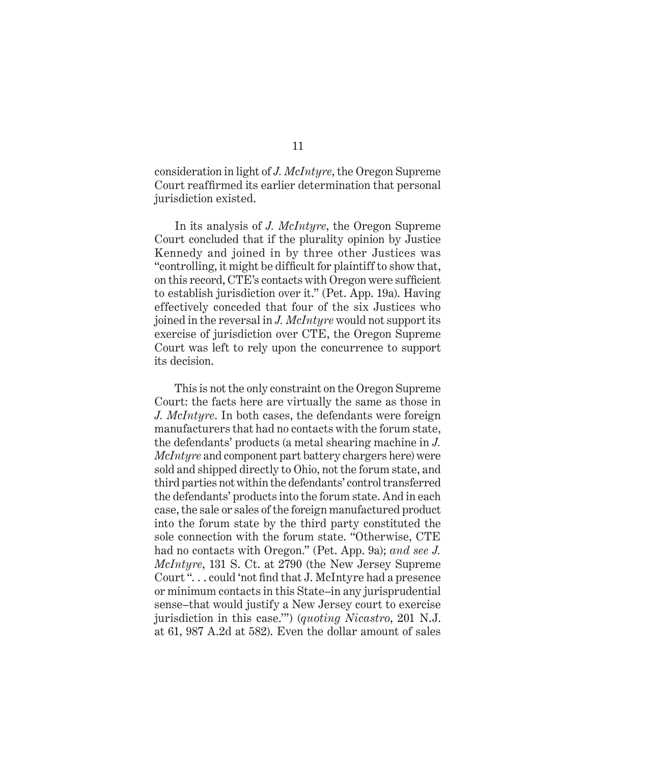consideration in light of *J. McIntyre*, the Oregon Supreme Court reaffirmed its earlier determination that personal jurisdiction existed.

In its analysis of *J. McIntyre*, the Oregon Supreme Court concluded that if the plurality opinion by Justice Kennedy and joined in by three other Justices was "controlling, it might be difficult for plaintiff to show that, on this record, CTE's contacts with Oregon were sufficient to establish jurisdiction over it." (Pet. App. 19a). Having effectively conceded that four of the six Justices who joined in the reversal in *J. McIntyre* would not support its exercise of jurisdiction over CTE, the Oregon Supreme Court was left to rely upon the concurrence to support its decision.

This is not the only constraint on the Oregon Supreme Court: the facts here are virtually the same as those in *J. McIntyre*. In both cases, the defendants were foreign manufacturers that had no contacts with the forum state, the defendants' products (a metal shearing machine in *J. McIntyre* and component part battery chargers here) were sold and shipped directly to Ohio, not the forum state, and third parties not within the defendants' control transferred the defendants' products into the forum state. And in each case, the sale or sales of the foreign manufactured product into the forum state by the third party constituted the sole connection with the forum state. "Otherwise, CTE had no contacts with Oregon." (Pet. App. 9a); *and see J. McIntyre*, 131 S. Ct. at 2790 (the New Jersey Supreme Court ". . . could 'not find that J. McIntyre had a presence or minimum contacts in this State–in any jurisprudential sense–that would justify a New Jersey court to exercise jurisdiction in this case.'") (*quoting Nicastro*, 201 N.J. at 61, 987 A.2d at 582). Even the dollar amount of sales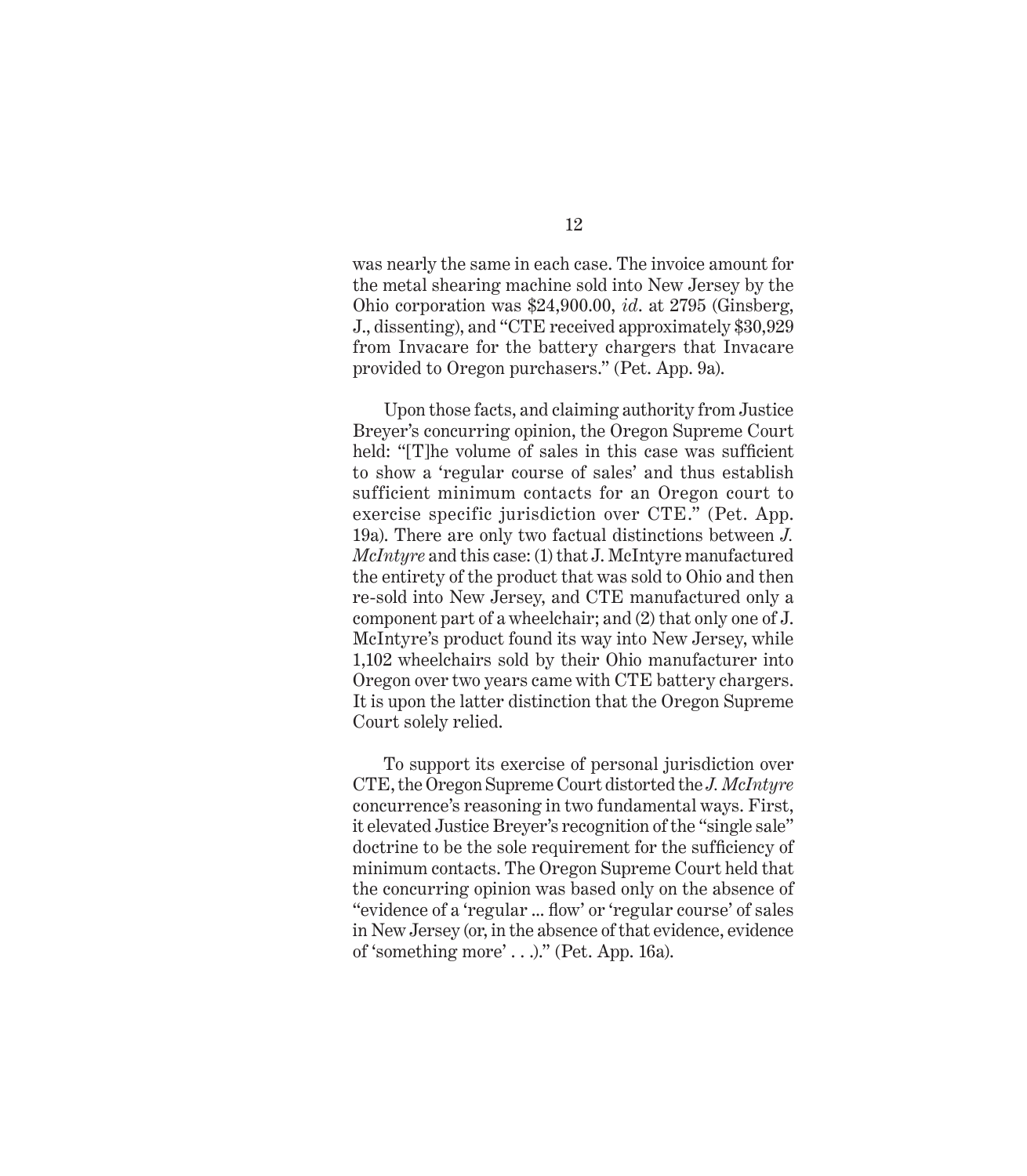was nearly the same in each case. The invoice amount for the metal shearing machine sold into New Jersey by the Ohio corporation was $24,900.00, *id*. at 2795 (Ginsberg, J., dissenting), and "CTE received approximately $30,929 from Invacare for the battery chargers that Invacare provided to Oregon purchasers." (Pet. App. 9a).

Upon those facts, and claiming authority from Justice Breyer's concurring opinion, the Oregon Supreme Court held: "[T]he volume of sales in this case was sufficient to show a 'regular course of sales' and thus establish sufficient minimum contacts for an Oregon court to exercise specific jurisdiction over CTE." (Pet. App. 19a). There are only two factual distinctions between *J. McIntyre* and this case: (1) that J. McIntyre manufactured the entirety of the product that was sold to Ohio and then re-sold into New Jersey, and CTE manufactured only a component part of a wheelchair; and (2) that only one of J. McIntyre's product found its way into New Jersey, while 1,102 wheelchairs sold by their Ohio manufacturer into Oregon over two years came with CTE battery chargers. It is upon the latter distinction that the Oregon Supreme Court solely relied.

To support its exercise of personal jurisdiction over CTE, the Oregon Supreme Court distorted the *J. McIntyre* concurrence's reasoning in two fundamental ways. First, it elevated Justice Breyer's recognition of the "single sale" doctrine to be the sole requirement for the sufficiency of minimum contacts. The Oregon Supreme Court held that the concurring opinion was based only on the absence of "evidence of a 'regular ... flow' or 'regular course' of sales in New Jersey (or, in the absence of that evidence, evidence of 'something more' . . .)." (Pet. App. 16a).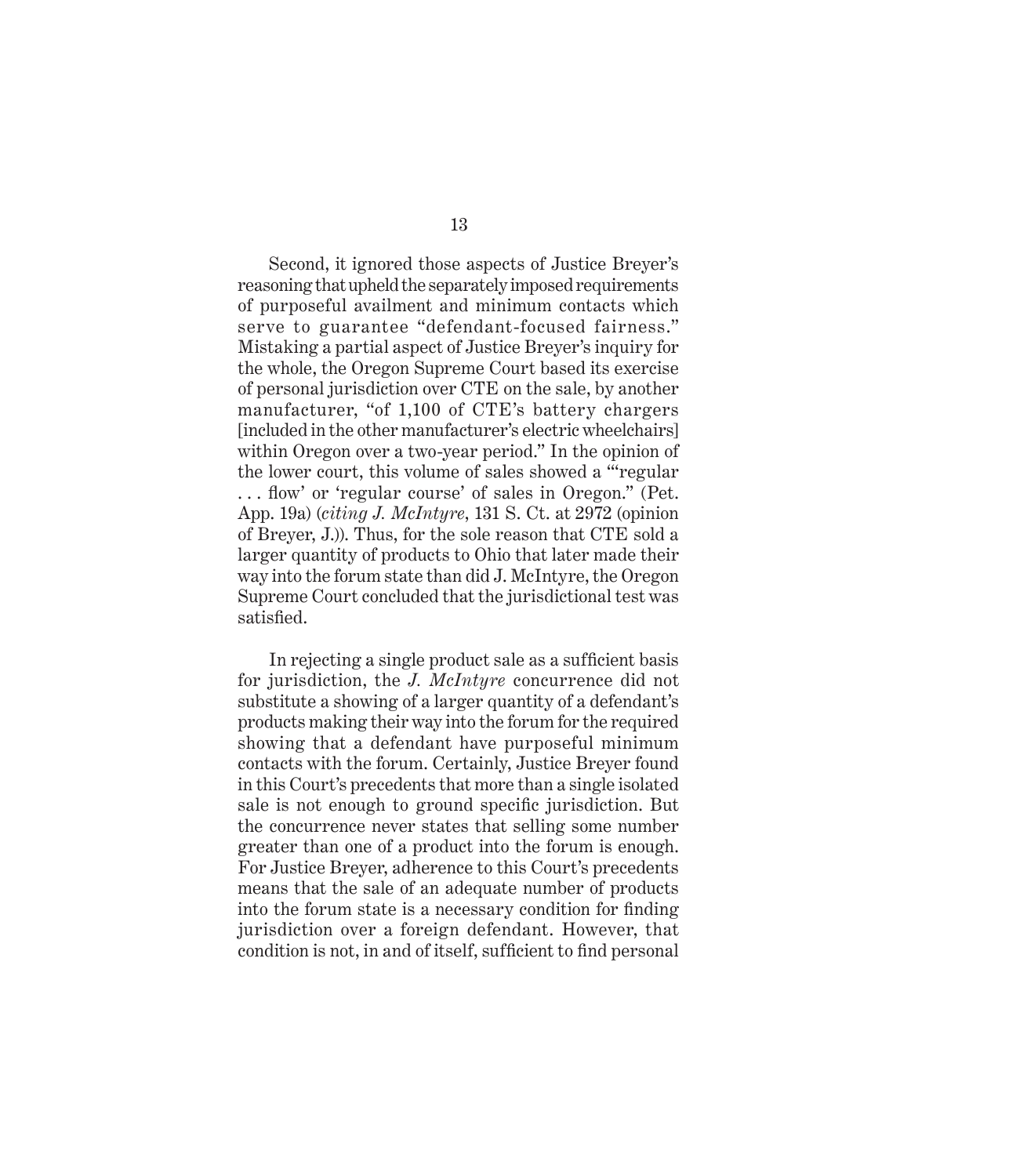Second, it ignored those aspects of Justice Breyer's reasoning that upheld the separately imposed requirements of purposeful availment and minimum contacts which serve to guarantee "defendant-focused fairness." Mistaking a partial aspect of Justice Breyer's inquiry for the whole, the Oregon Supreme Court based its exercise of personal jurisdiction over CTE on the sale, by another manufacturer, "of 1,100 of CTE's battery chargers [included in the other manufacturer's electric wheelchairs] within Oregon over a two-year period." In the opinion of the lower court, this volume of sales showed a "'regular . . . flow' or 'regular course' of sales in Oregon." (Pet. App. 19a) (*citing J. McIntyre*, 131 S. Ct. at 2972 (opinion of Breyer, J.)). Thus, for the sole reason that CTE sold a larger quantity of products to Ohio that later made their way into the forum state than did J. McIntyre, the Oregon Supreme Court concluded that the jurisdictional test was satisfied.

In rejecting a single product sale as a sufficient basis for jurisdiction, the *J. McIntyre* concurrence did not substitute a showing of a larger quantity of a defendant's products making their way into the forum for the required showing that a defendant have purposeful minimum contacts with the forum. Certainly, Justice Breyer found in this Court's precedents that more than a single isolated sale is not enough to ground specific jurisdiction. But the concurrence never states that selling some number greater than one of a product into the forum is enough. For Justice Breyer, adherence to this Court's precedents means that the sale of an adequate number of products into the forum state is a necessary condition for finding jurisdiction over a foreign defendant. However, that condition is not, in and of itself, sufficient to find personal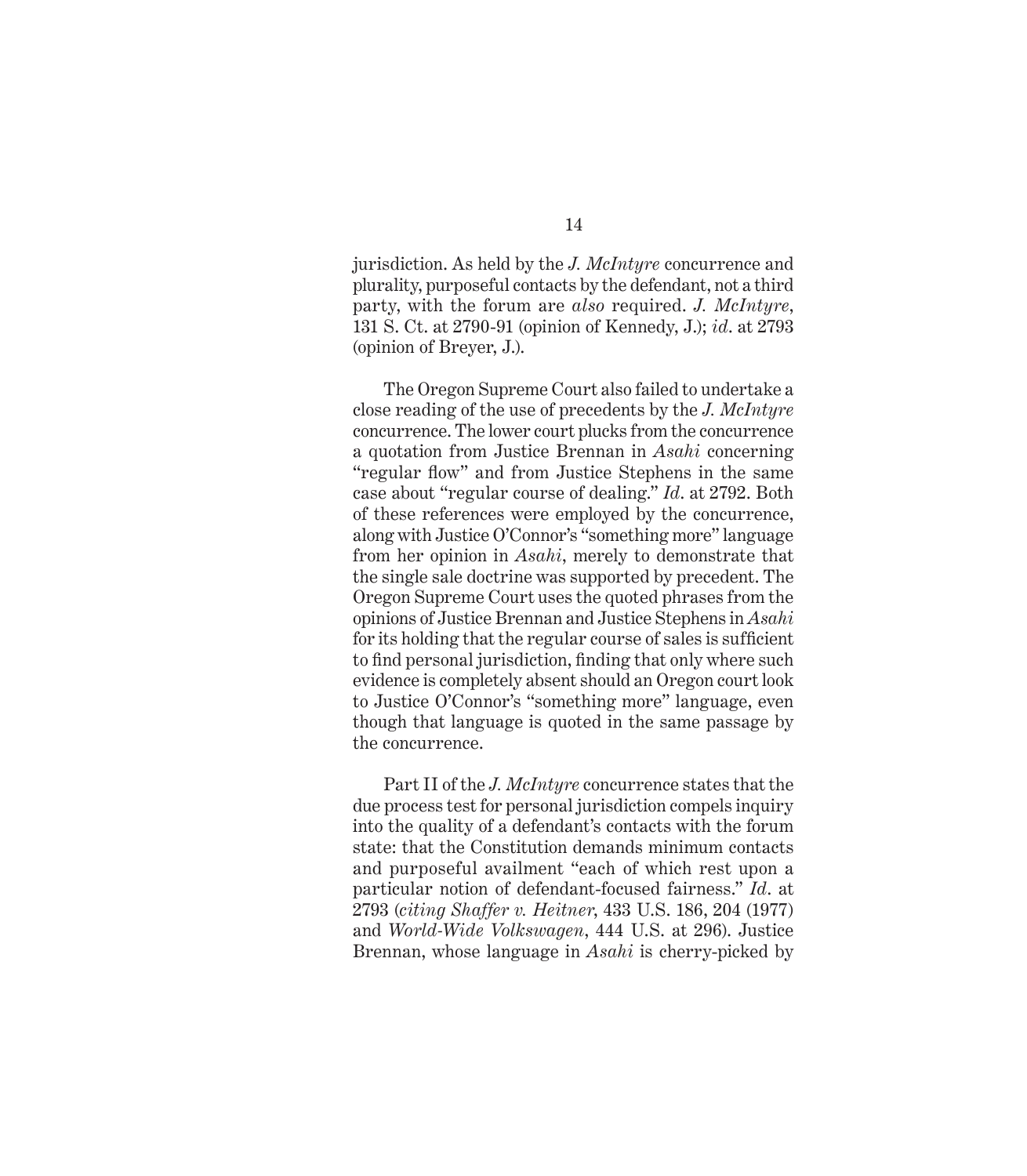jurisdiction. As held by the *J. McIntyre* concurrence and plurality, purposeful contacts by the defendant, not a third party, with the forum are *also* required. *J. McIntyre*, 131 S. Ct. at 2790-91 (opinion of Kennedy, J.); *id*. at 2793 (opinion of Breyer, J.).

The Oregon Supreme Court also failed to undertake a close reading of the use of precedents by the *J. McIntyre* concurrence. The lower court plucks from the concurrence a quotation from Justice Brennan in *Asahi* concerning "regular flow" and from Justice Stephens in the same case about "regular course of dealing." *Id*. at 2792. Both of these references were employed by the concurrence, along with Justice O'Connor's "something more" language from her opinion in *Asahi*, merely to demonstrate that the single sale doctrine was supported by precedent. The Oregon Supreme Court uses the quoted phrases from the opinions of Justice Brennan and Justice Stephens in *Asahi* for its holding that the regular course of sales is sufficient to find personal jurisdiction, finding that only where such evidence is completely absent should an Oregon court look to Justice O'Connor's "something more" language, even though that language is quoted in the same passage by the concurrence.

Part II of the *J. McIntyre* concurrence states that the due process test for personal jurisdiction compels inquiry into the quality of a defendant's contacts with the forum state: that the Constitution demands minimum contacts and purposeful availment "each of which rest upon a particular notion of defendant-focused fairness." *Id*. at 2793 (*citing Shaffer v. Heitner*, 433 U.S. 186, 204 (1977) and *World-Wide Volkswagen*, 444 U.S. at 296). Justice Brennan, whose language in *Asahi* is cherry-picked by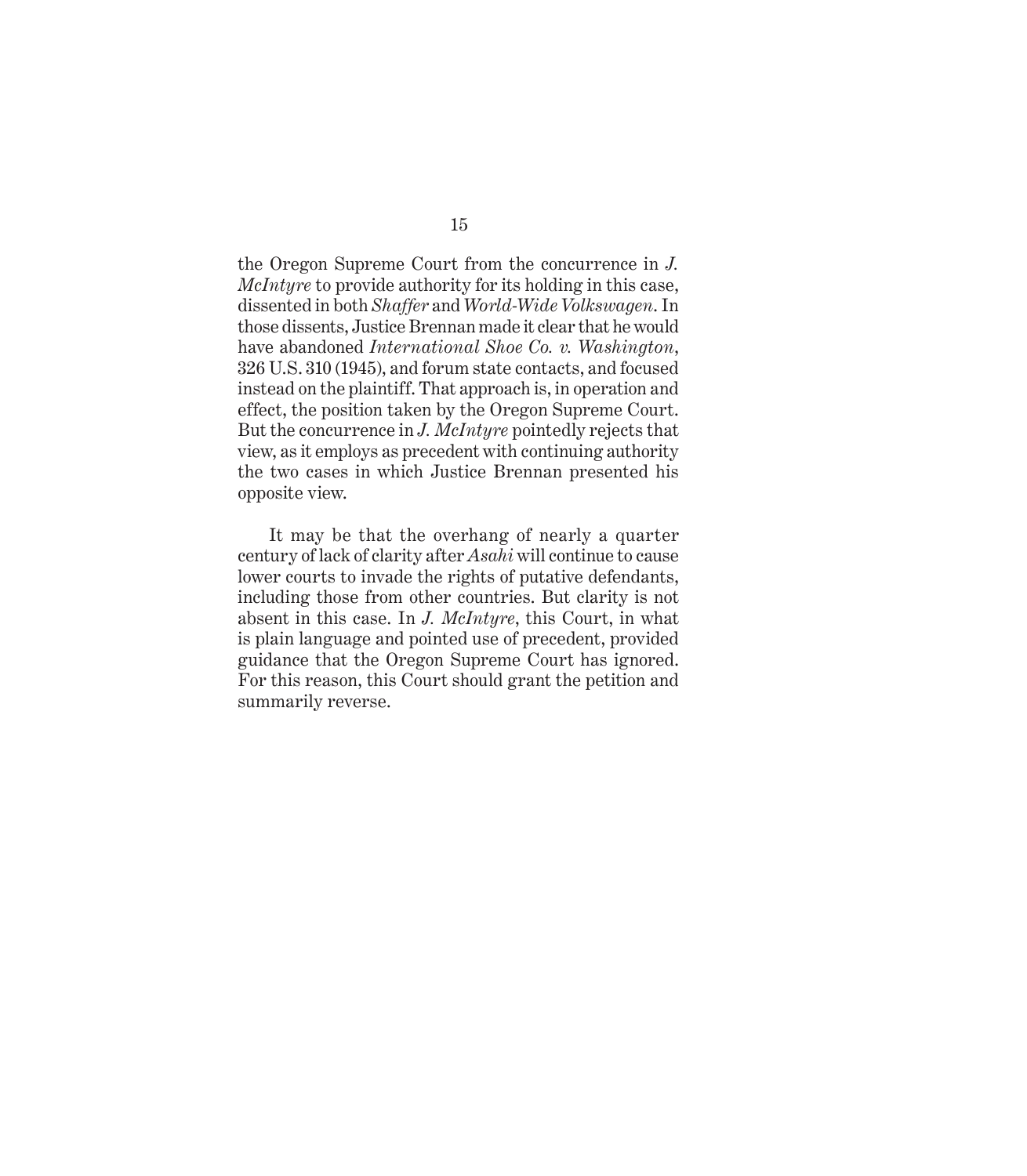the Oregon Supreme Court from the concurrence in *J. McIntyre* to provide authority for its holding in this case, dissented in both *Shaffer* and *World-Wide Volkswagen*. In those dissents, Justice Brennan made it clear that he would have abandoned *International Shoe Co. v. Washington*, 326 U.S. 310 (1945), and forum state contacts, and focused instead on the plaintiff. That approach is, in operation and effect, the position taken by the Oregon Supreme Court. But the concurrence in *J. McIntyre* pointedly rejects that view, as it employs as precedent with continuing authority the two cases in which Justice Brennan presented his opposite view.

It may be that the overhang of nearly a quarter century of lack of clarity after *Asahi* will continue to cause lower courts to invade the rights of putative defendants, including those from other countries. But clarity is not absent in this case. In *J. McIntyre*, this Court, in what is plain language and pointed use of precedent, provided guidance that the Oregon Supreme Court has ignored. For this reason, this Court should grant the petition and summarily reverse.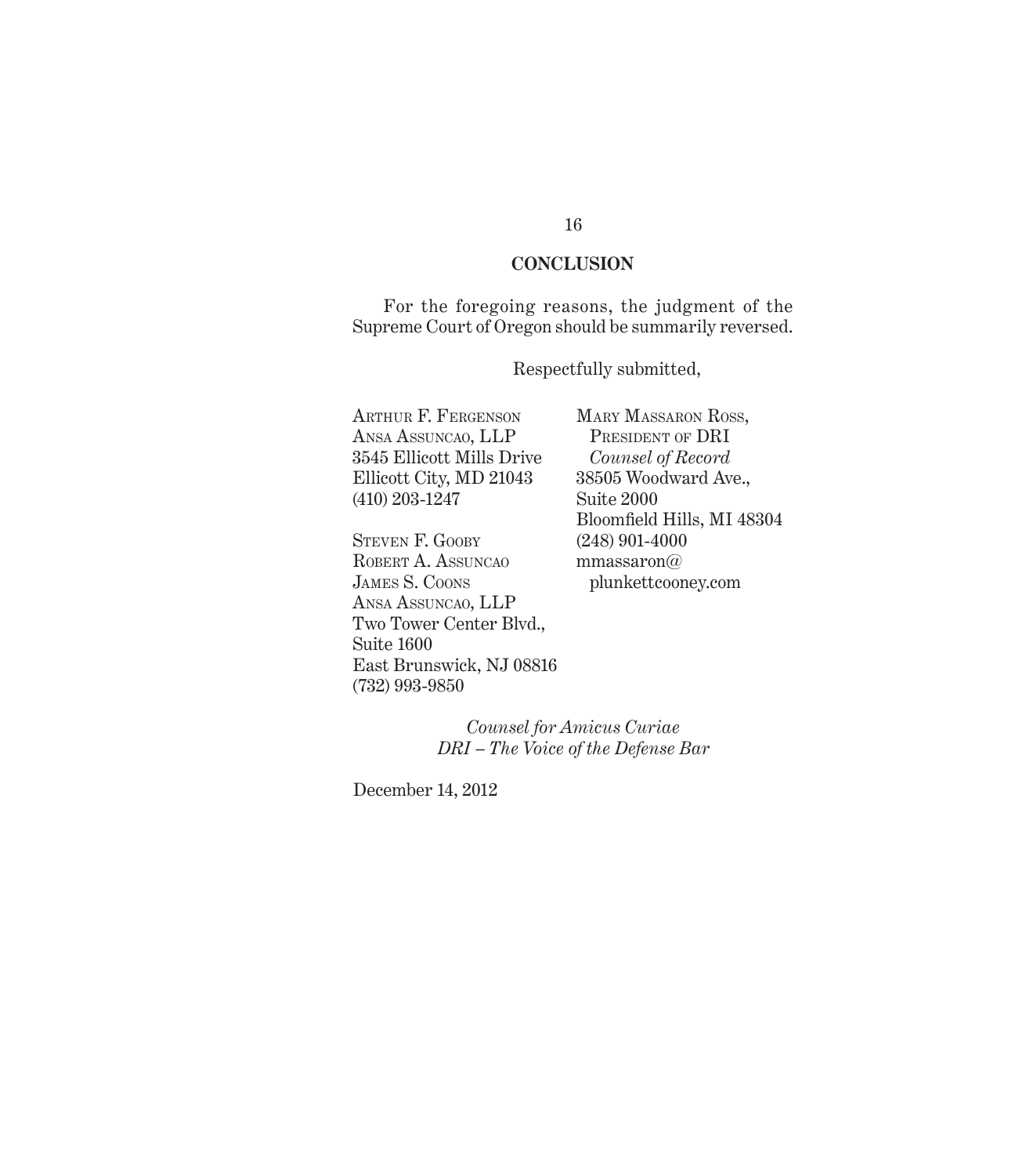## CONCLUSION

For the foregoing reasons, the judgment of the Supreme Court of Oregon should be summarily reversed.

Respectfully submitted,

MARY MASSARON ROSS,
PRESIDENT OF DRI
*Counsel of Record*
38505 Woodward Ave.,
Suite 2000
Bloomfield Hills, MI 48304
(248) 901-4000
mmassaron@
plunkettcooney.com

ARTHUR F. FERGENSON
ANSA ASSUNCAO, LLP
3545 Ellicott Mills Drive
Ellicott City, MD 21043
(410) 203-1247

STEVEN F. GOOBY
ROBERT A. ASSUNCAO
JAMES S. COONS
ANSA ASSUNCAO, LLP
Two Tower Center Blvd.,
Suite 1600
East Brunswick, NJ 08816
(732) 993-9850

*Counsel for Amicus Curiae*
*DRI – The Voice of the Defense Bar*

December 14, 2012